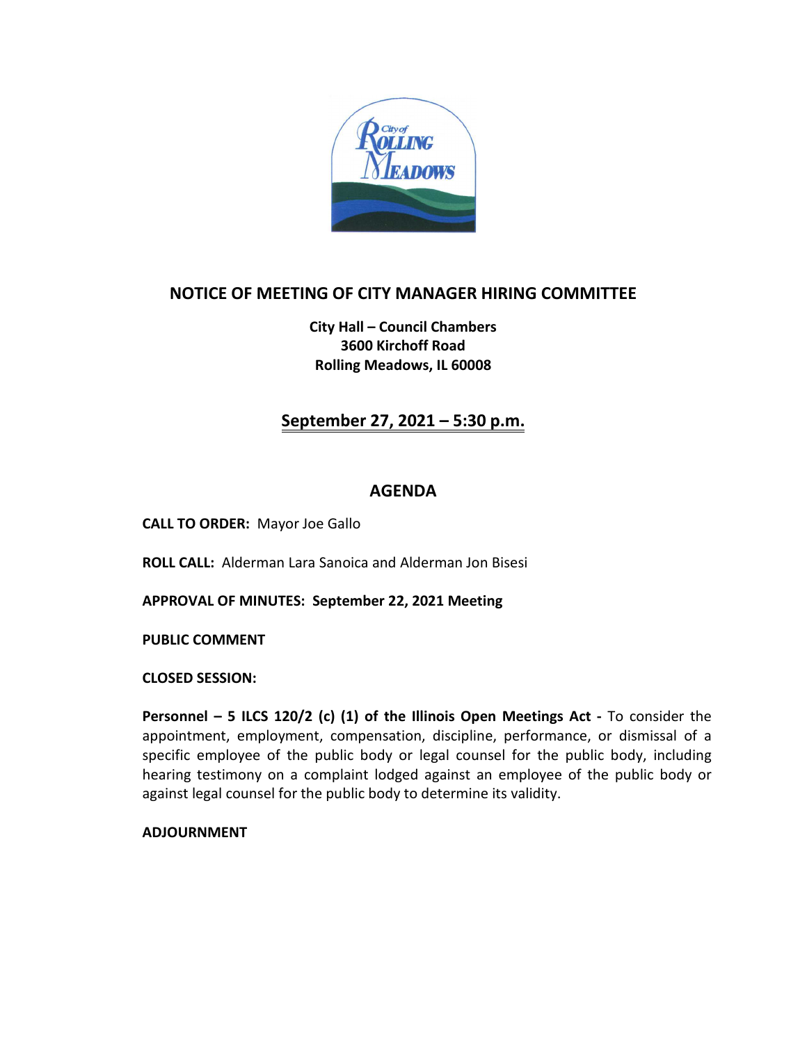# NOTICE OF MEETING OF CITY MANAGER HIRING COMMITTEE

**City Hall – Council Chambers**
**3600 Kirchoff Road**
**Rolling Meadows, IL 60008**

## September 27, 2021 – 5:30 p.m.

## AGENDA

**CALL TO ORDER:** Mayor Joe Gallo

**ROLL CALL:** Alderman Lara Sanoica and Alderman Jon Bisesi

**APPROVAL OF MINUTES: September 22, 2021 Meeting**

**PUBLIC COMMENT**

**CLOSED SESSION:**

**Personnel – 5 ILCS 120/2 (c) (1) of the Illinois Open Meetings Act -** To consider the appointment, employment, compensation, discipline, performance, or dismissal of a specific employee of the public body or legal counsel for the public body, including hearing testimony on a complaint lodged against an employee of the public body or against legal counsel for the public body to determine its validity.

**ADJOURNMENT**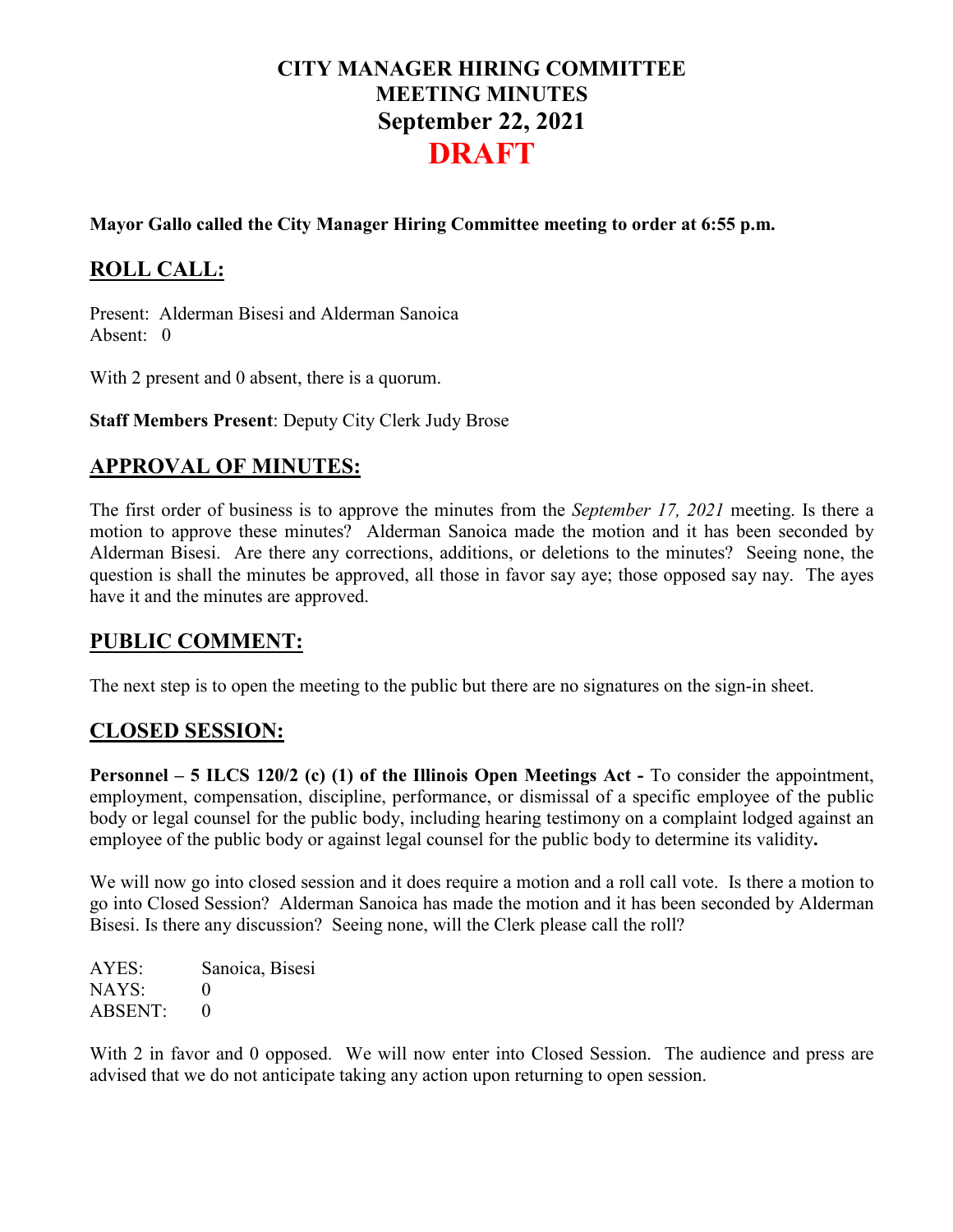# CITY MANAGER HIRING COMMITTEE
# MEETING MINUTES
# September 22, 2021
# DRAFT

**Mayor Gallo called the City Manager Hiring Committee meeting to order at 6:55 p.m.**

## ROLL CALL:

Present: Alderman Bisesi and Alderman Sanoica
Absent: 0

With 2 present and 0 absent, there is a quorum.

**Staff Members Present**: Deputy City Clerk Judy Brose

## APPROVAL OF MINUTES:

The first order of business is to approve the minutes from the *September 17, 2021* meeting. Is there a motion to approve these minutes? Alderman Sanoica made the motion and it has been seconded by Alderman Bisesi. Are there any corrections, additions, or deletions to the minutes? Seeing none, the question is shall the minutes be approved, all those in favor say aye; those opposed say nay. The ayes have it and the minutes are approved.

## PUBLIC COMMENT:

The next step is to open the meeting to the public but there are no signatures on the sign-in sheet.

## CLOSED SESSION:

**Personnel – 5 ILCS 120/2 (c) (1) of the Illinois Open Meetings Act -** To consider the appointment, employment, compensation, discipline, performance, or dismissal of a specific employee of the public body or legal counsel for the public body, including hearing testimony on a complaint lodged against an employee of the public body or against legal counsel for the public body to determine its validity**.**

We will now go into closed session and it does require a motion and a roll call vote. Is there a motion to go into Closed Session? Alderman Sanoica has made the motion and it has been seconded by Alderman Bisesi. Is there any discussion? Seeing none, will the Clerk please call the roll?

AYES: Sanoica, Bisesi
NAYS: 0
ABSENT: 0

With 2 in favor and 0 opposed. We will now enter into Closed Session. The audience and press are advised that we do not anticipate taking any action upon returning to open session.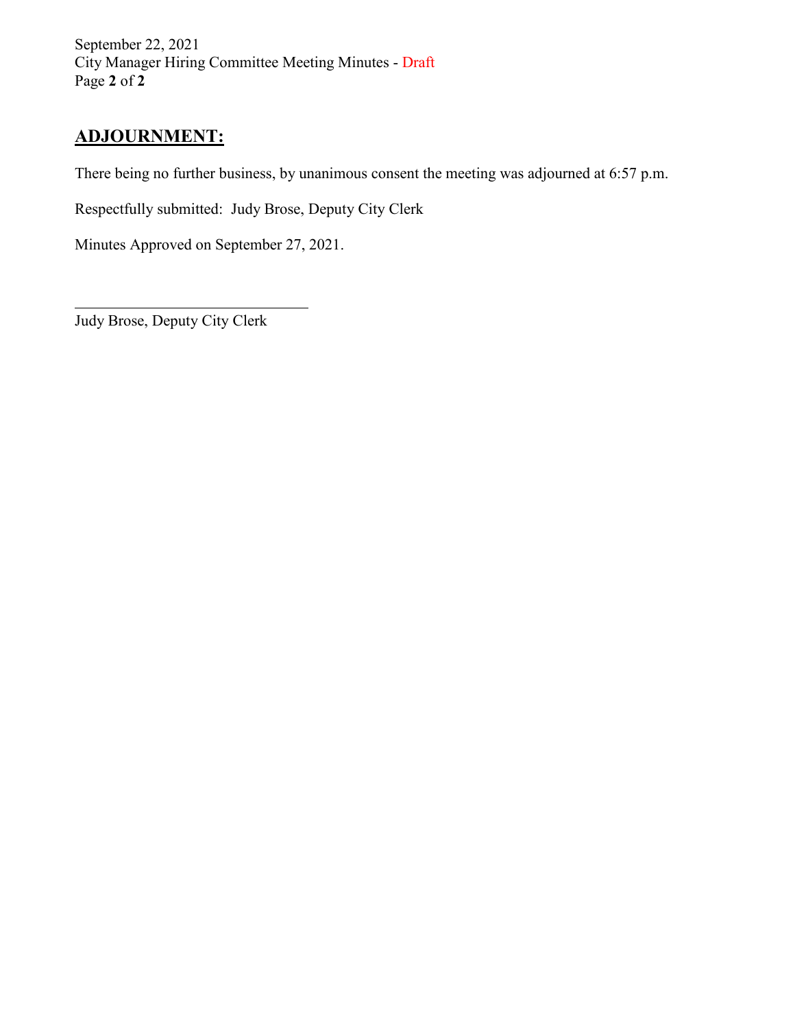## ADJOURNMENT:

There being no further business, by unanimous consent the meeting was adjourned at 6:57 p.m.

Respectfully submitted: Judy Brose, Deputy City Clerk

Minutes Approved on September 27, 2021.

\_\_\_\_\_\_\_\_\_\_\_\_\_\_\_\_\_\_\_\_\_\_\_\_\_\_\_\_\_\_\_\_

Judy Brose, Deputy City Clerk